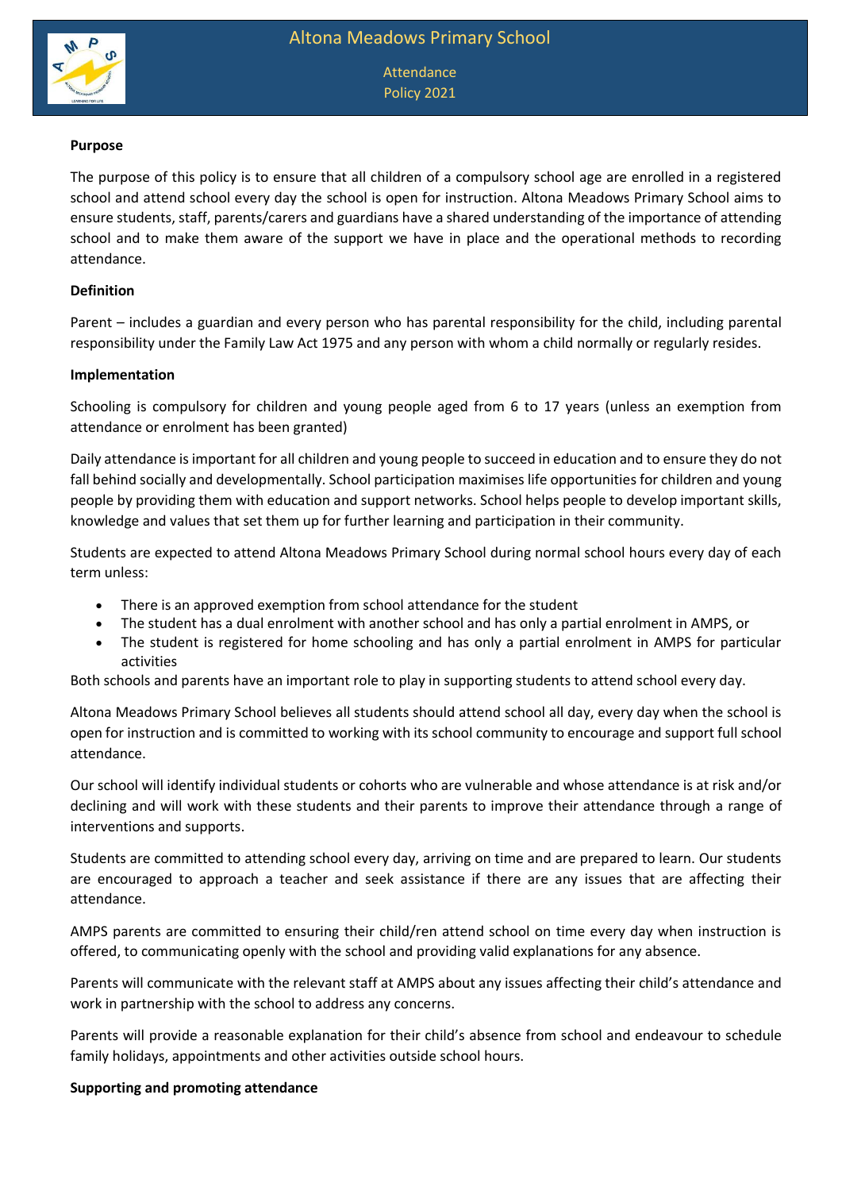# Altona Meadows Primary School

Attendance
Policy 2021

**Purpose**

The purpose of this policy is to ensure that all children of a compulsory school age are enrolled in a registered school and attend school every day the school is open for instruction. Altona Meadows Primary School aims to ensure students, staff, parents/carers and guardians have a shared understanding of the importance of attending school and to make them aware of the support we have in place and the operational methods to recording attendance.

**Definition**

Parent – includes a guardian and every person who has parental responsibility for the child, including parental responsibility under the Family Law Act 1975 and any person with whom a child normally or regularly resides.

**Implementation**

Schooling is compulsory for children and young people aged from 6 to 17 years (unless an exemption from attendance or enrolment has been granted)

Daily attendance is important for all children and young people to succeed in education and to ensure they do not fall behind socially and developmentally. School participation maximises life opportunities for children and young people by providing them with education and support networks. School helps people to develop important skills, knowledge and values that set them up for further learning and participation in their community.

Students are expected to attend Altona Meadows Primary School during normal school hours every day of each term unless:

- There is an approved exemption from school attendance for the student
- The student has a dual enrolment with another school and has only a partial enrolment in AMPS, or
- The student is registered for home schooling and has only a partial enrolment in AMPS for particular activities

Both schools and parents have an important role to play in supporting students to attend school every day.

Altona Meadows Primary School believes all students should attend school all day, every day when the school is open for instruction and is committed to working with its school community to encourage and support full school attendance.

Our school will identify individual students or cohorts who are vulnerable and whose attendance is at risk and/or declining and will work with these students and their parents to improve their attendance through a range of interventions and supports.

Students are committed to attending school every day, arriving on time and are prepared to learn. Our students are encouraged to approach a teacher and seek assistance if there are any issues that are affecting their attendance.

AMPS parents are committed to ensuring their child/ren attend school on time every day when instruction is offered, to communicating openly with the school and providing valid explanations for any absence.

Parents will communicate with the relevant staff at AMPS about any issues affecting their child's attendance and work in partnership with the school to address any concerns.

Parents will provide a reasonable explanation for their child's absence from school and endeavour to schedule family holidays, appointments and other activities outside school hours.

**Supporting and promoting attendance**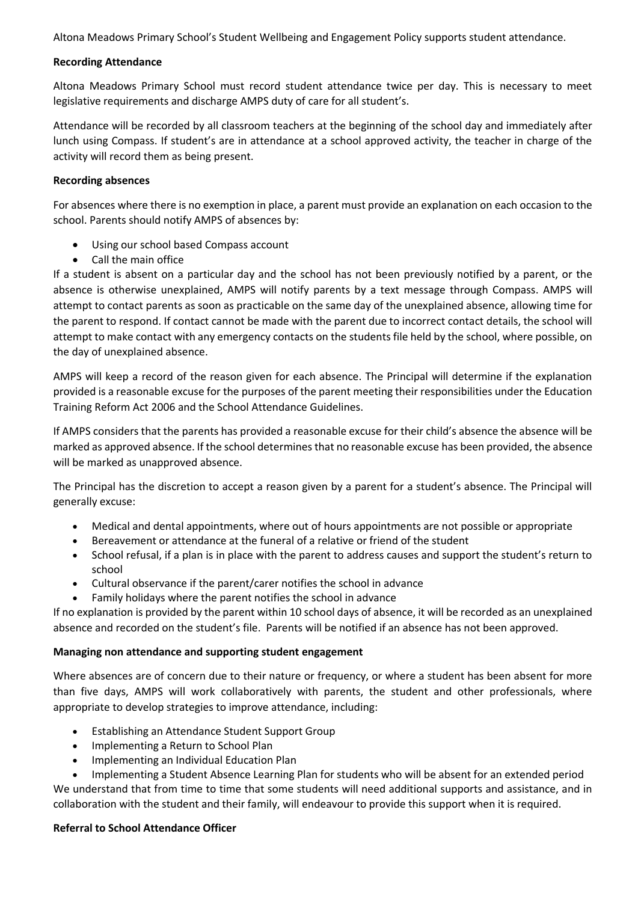Altona Meadows Primary School's Student Wellbeing and Engagement Policy supports student attendance.

**Recording Attendance**

Altona Meadows Primary School must record student attendance twice per day. This is necessary to meet legislative requirements and discharge AMPS duty of care for all student's.

Attendance will be recorded by all classroom teachers at the beginning of the school day and immediately after lunch using Compass. If student's are in attendance at a school approved activity, the teacher in charge of the activity will record them as being present.

**Recording absences**

For absences where there is no exemption in place, a parent must provide an explanation on each occasion to the school. Parents should notify AMPS of absences by:

- Using our school based Compass account
- Call the main office

If a student is absent on a particular day and the school has not been previously notified by a parent, or the absence is otherwise unexplained, AMPS will notify parents by a text message through Compass. AMPS will attempt to contact parents as soon as practicable on the same day of the unexplained absence, allowing time for the parent to respond. If contact cannot be made with the parent due to incorrect contact details, the school will attempt to make contact with any emergency contacts on the students file held by the school, where possible, on the day of unexplained absence.

AMPS will keep a record of the reason given for each absence. The Principal will determine if the explanation provided is a reasonable excuse for the purposes of the parent meeting their responsibilities under the Education Training Reform Act 2006 and the School Attendance Guidelines.

If AMPS considers that the parents has provided a reasonable excuse for their child's absence the absence will be marked as approved absence. If the school determines that no reasonable excuse has been provided, the absence will be marked as unapproved absence.

The Principal has the discretion to accept a reason given by a parent for a student's absence. The Principal will generally excuse:

- Medical and dental appointments, where out of hours appointments are not possible or appropriate
- Bereavement or attendance at the funeral of a relative or friend of the student
- School refusal, if a plan is in place with the parent to address causes and support the student's return to school
- Cultural observance if the parent/carer notifies the school in advance
- Family holidays where the parent notifies the school in advance

If no explanation is provided by the parent within 10 school days of absence, it will be recorded as an unexplained absence and recorded on the student's file. Parents will be notified if an absence has not been approved.

**Managing non attendance and supporting student engagement**

Where absences are of concern due to their nature or frequency, or where a student has been absent for more than five days, AMPS will work collaboratively with parents, the student and other professionals, where appropriate to develop strategies to improve attendance, including:

- Establishing an Attendance Student Support Group
- Implementing a Return to School Plan
- Implementing an Individual Education Plan
- Implementing a Student Absence Learning Plan for students who will be absent for an extended period

We understand that from time to time that some students will need additional supports and assistance, and in collaboration with the student and their family, will endeavour to provide this support when it is required.

**Referral to School Attendance Officer**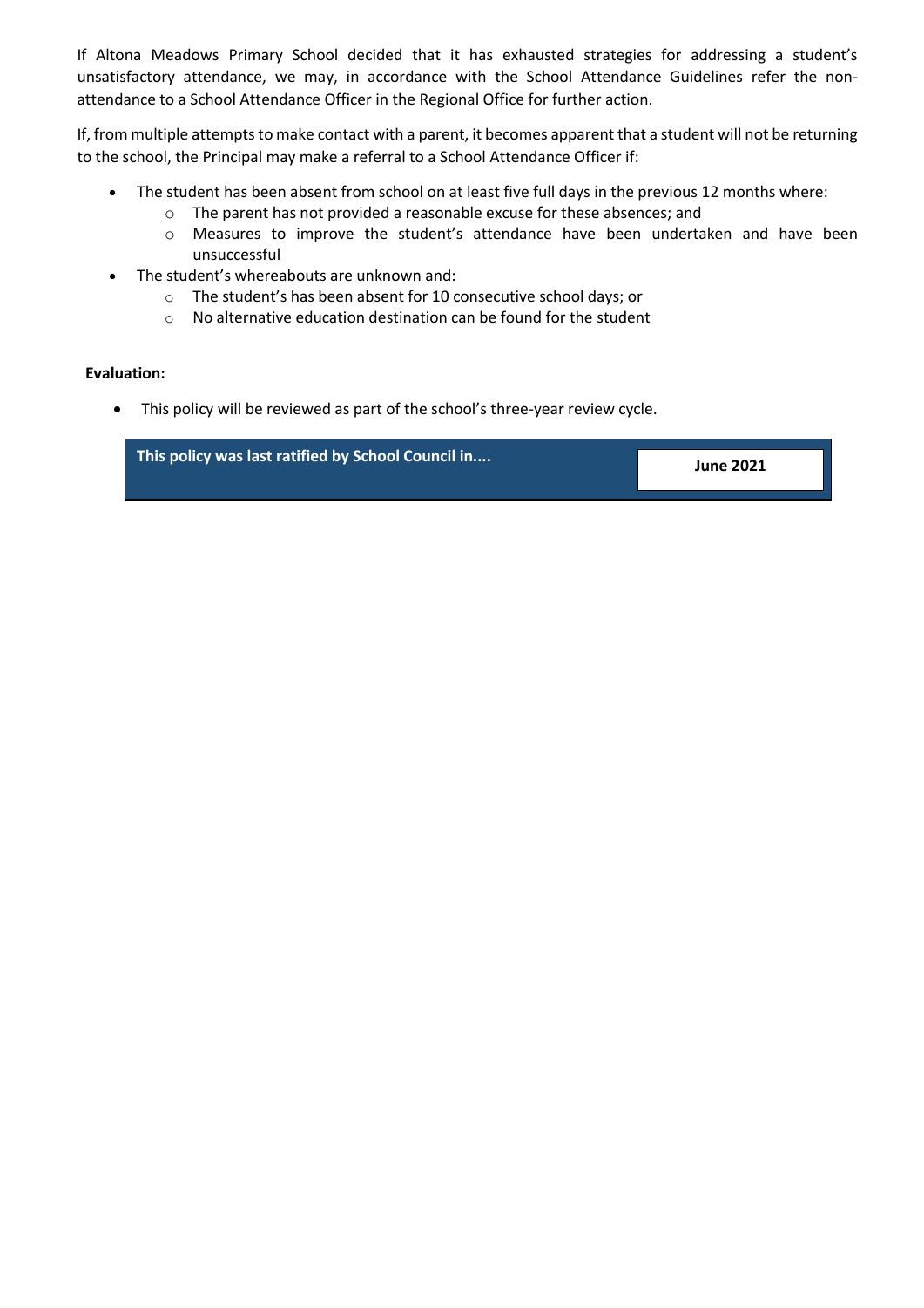If Altona Meadows Primary School decided that it has exhausted strategies for addressing a student's unsatisfactory attendance, we may, in accordance with the School Attendance Guidelines refer the non-attendance to a School Attendance Officer in the Regional Office for further action.

If, from multiple attempts to make contact with a parent, it becomes apparent that a student will not be returning to the school, the Principal may make a referral to a School Attendance Officer if:

- The student has been absent from school on at least five full days in the previous 12 months where:
  - The parent has not provided a reasonable excuse for these absences; and
  - Measures to improve the student's attendance have been undertaken and have been unsuccessful
- The student's whereabouts are unknown and:
  - The student's has been absent for 10 consecutive school days; or
  - No alternative education destination can be found for the student

**Evaluation:**

- This policy will be reviewed as part of the school's three-year review cycle.

| | |
|---|---|
| **This policy was last ratified by School Council in....** | **June 2021** |